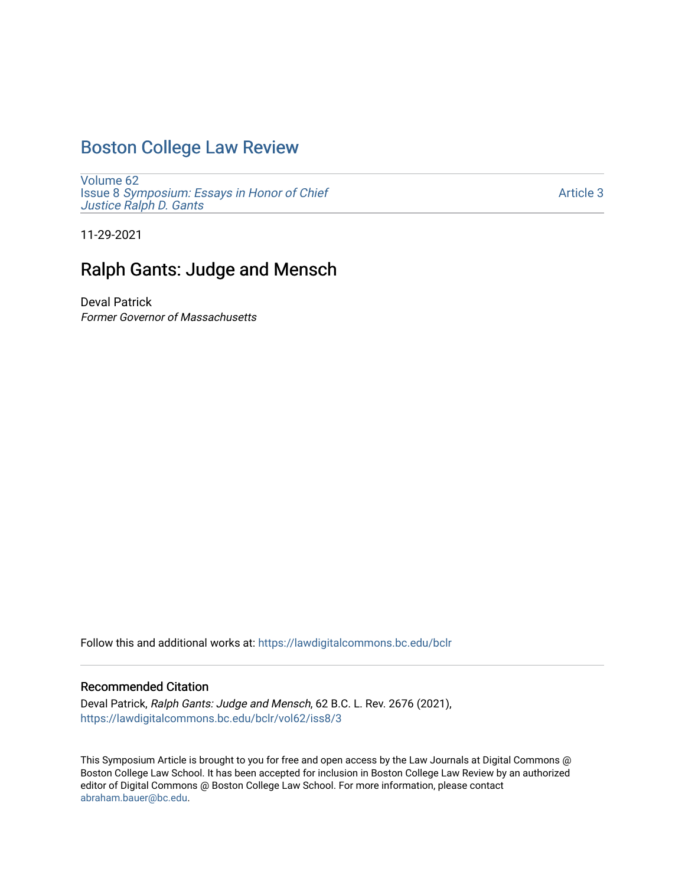# Boston College Law Review

Volume 62
Issue 8 *Symposium: Essays in Honor of Chief Justice Ralph D. Gants*

Article 3

11-29-2021

## Ralph Gants: Judge and Mensch

Deval Patrick
*Former Governor of Massachusetts*

Follow this and additional works at: https://lawdigitalcommons.bc.edu/bclr

### Recommended Citation

Deval Patrick, *Ralph Gants: Judge and Mensch*, 62 B.C. L. Rev. 2676 (2021), https://lawdigitalcommons.bc.edu/bclr/vol62/iss8/3

This Symposium Article is brought to you for free and open access by the Law Journals at Digital Commons @ Boston College Law School. It has been accepted for inclusion in Boston College Law Review by an authorized editor of Digital Commons @ Boston College Law School. For more information, please contact abraham.bauer@bc.edu.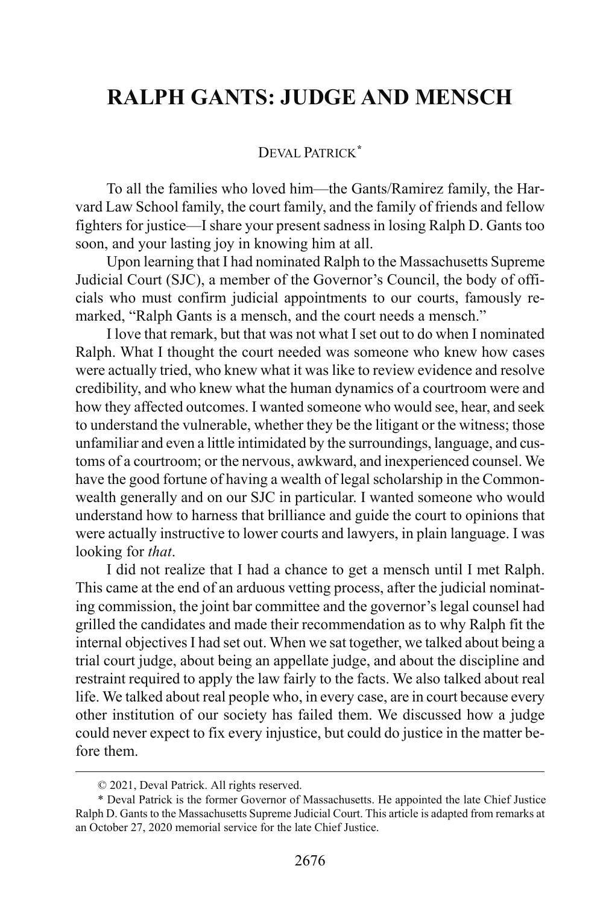# RALPH GANTS: JUDGE AND MENSCH

DEVAL PATRICK*

To all the families who loved him—the Gants/Ramirez family, the Harvard Law School family, the court family, and the family of friends and fellow fighters for justice—I share your present sadness in losing Ralph D. Gants too soon, and your lasting joy in knowing him at all.

Upon learning that I had nominated Ralph to the Massachusetts Supreme Judicial Court (SJC), a member of the Governor's Council, the body of officials who must confirm judicial appointments to our courts, famously remarked, "Ralph Gants is a mensch, and the court needs a mensch."

I love that remark, but that was not what I set out to do when I nominated Ralph. What I thought the court needed was someone who knew how cases were actually tried, who knew what it was like to review evidence and resolve credibility, and who knew what the human dynamics of a courtroom were and how they affected outcomes. I wanted someone who would see, hear, and seek to understand the vulnerable, whether they be the litigant or the witness; those unfamiliar and even a little intimidated by the surroundings, language, and customs of a courtroom; or the nervous, awkward, and inexperienced counsel. We have the good fortune of having a wealth of legal scholarship in the Commonwealth generally and on our SJC in particular. I wanted someone who would understand how to harness that brilliance and guide the court to opinions that were actually instructive to lower courts and lawyers, in plain language. I was looking for *that*.

I did not realize that I had a chance to get a mensch until I met Ralph. This came at the end of an arduous vetting process, after the judicial nominating commission, the joint bar committee and the governor's legal counsel had grilled the candidates and made their recommendation as to why Ralph fit the internal objectives I had set out. When we sat together, we talked about being a trial court judge, about being an appellate judge, and about the discipline and restraint required to apply the law fairly to the facts. We also talked about real life. We talked about real people who, in every case, are in court because every other institution of our society has failed them. We discussed how a judge could never expect to fix every injustice, but could do justice in the matter before them.

---

© 2021, Deval Patrick. All rights reserved.

\* Deval Patrick is the former Governor of Massachusetts. He appointed the late Chief Justice Ralph D. Gants to the Massachusetts Supreme Judicial Court. This article is adapted from remarks at an October 27, 2020 memorial service for the late Chief Justice.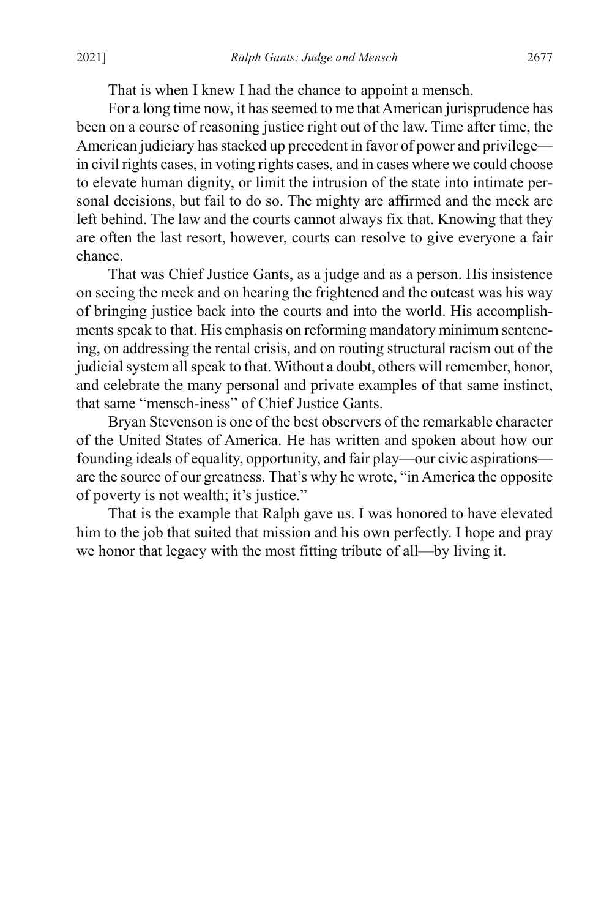That is when I knew I had the chance to appoint a mensch.

For a long time now, it has seemed to me that American jurisprudence has been on a course of reasoning justice right out of the law. Time after time, the American judiciary has stacked up precedent in favor of power and privilege—in civil rights cases, in voting rights cases, and in cases where we could choose to elevate human dignity, or limit the intrusion of the state into intimate personal decisions, but fail to do so. The mighty are affirmed and the meek are left behind. The law and the courts cannot always fix that. Knowing that they are often the last resort, however, courts can resolve to give everyone a fair chance.

That was Chief Justice Gants, as a judge and as a person. His insistence on seeing the meek and on hearing the frightened and the outcast was his way of bringing justice back into the courts and into the world. His accomplishments speak to that. His emphasis on reforming mandatory minimum sentencing, on addressing the rental crisis, and on routing structural racism out of the judicial system all speak to that. Without a doubt, others will remember, honor, and celebrate the many personal and private examples of that same instinct, that same "mensch-iness" of Chief Justice Gants.

Bryan Stevenson is one of the best observers of the remarkable character of the United States of America. He has written and spoken about how our founding ideals of equality, opportunity, and fair play—our civic aspirations—are the source of our greatness. That's why he wrote, "in America the opposite of poverty is not wealth; it's justice."

That is the example that Ralph gave us. I was honored to have elevated him to the job that suited that mission and his own perfectly. I hope and pray we honor that legacy with the most fitting tribute of all—by living it.